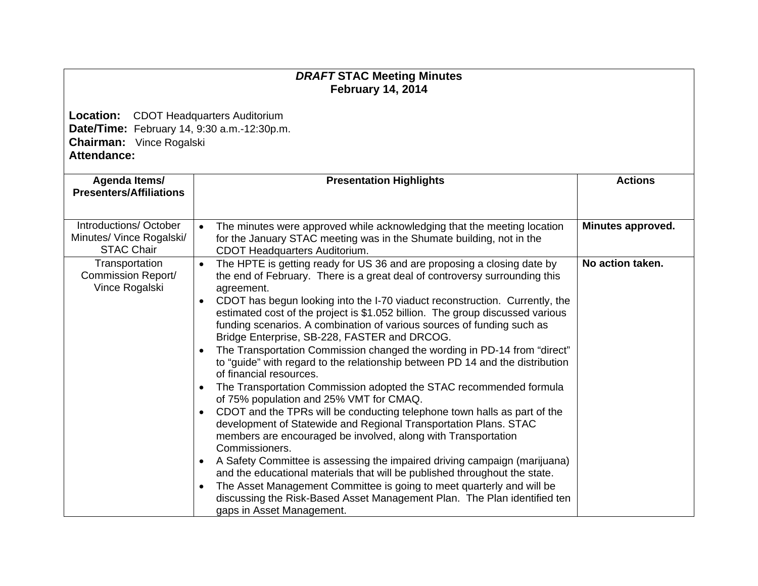# *DRAFT* STAC Meeting Minutes
## February 14, 2014

**Location:** CDOT Headquarters Auditorium
**Date/Time:** February 14, 9:30 a.m.-12:30p.m.
**Chairman:** Vince Rogalski
**Attendance:**

| Agenda Items/ Presenters/Affiliations | Presentation Highlights | Actions |
|---|---|---|
| Introductions/ October Minutes/ Vince Rogalski/ STAC Chair | • The minutes were approved while acknowledging that the meeting location for the January STAC meeting was in the Shumate building, not in the CDOT Headquarters Auditorium. | **Minutes approved.** |
| Transportation Commission Report/ Vince Rogalski | • The HPTE is getting ready for US 36 and are proposing a closing date by the end of February. There is a great deal of controversy surrounding this agreement.<br>• CDOT has begun looking into the I-70 viaduct reconstruction. Currently, the estimated cost of the project is $1.052 billion. The group discussed various funding scenarios. A combination of various sources of funding such as Bridge Enterprise, SB-228, FASTER and DRCOG.<br>• The Transportation Commission changed the wording in PD-14 from "direct" to "guide" with regard to the relationship between PD 14 and the distribution of financial resources.<br>• The Transportation Commission adopted the STAC recommended formula of 75% population and 25% VMT for CMAQ.<br>• CDOT and the TPRs will be conducting telephone town halls as part of the development of Statewide and Regional Transportation Plans. STAC members are encouraged be involved, along with Transportation Commissioners.<br>• A Safety Committee is assessing the impaired driving campaign (marijuana) and the educational materials that will be published throughout the state.<br>• The Asset Management Committee is going to meet quarterly and will be discussing the Risk-Based Asset Management Plan. The Plan identified ten gaps in Asset Management. | **No action taken.** |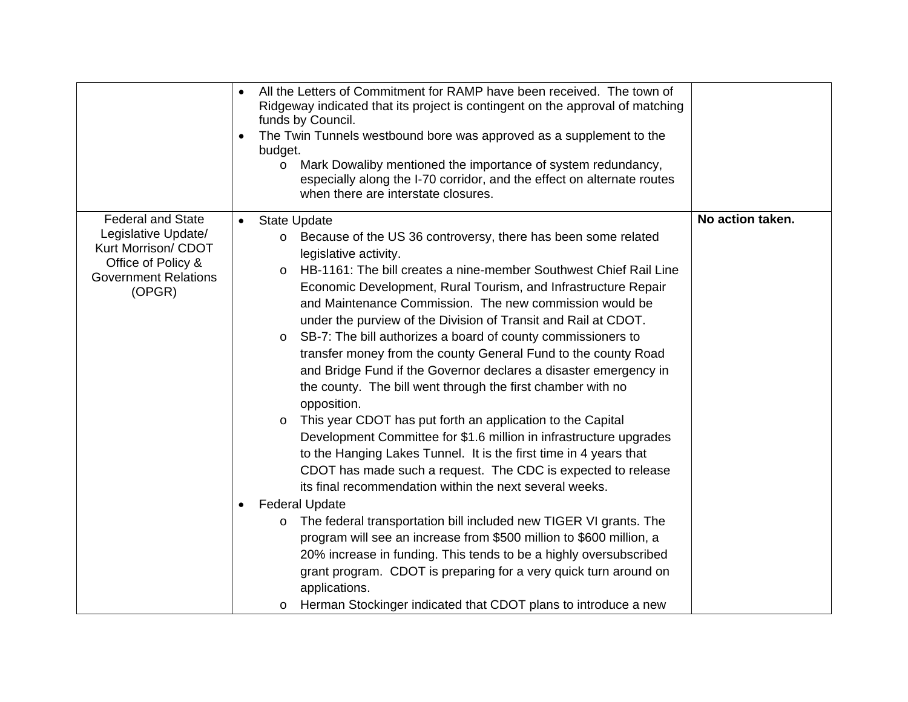| | | |
|---|---|---|
| | • All the Letters of Commitment for RAMP have been received. The town of Ridgeway indicated that its project is contingent on the approval of matching funds by Council.<br>• The Twin Tunnels westbound bore was approved as a supplement to the budget.<br>&nbsp;&nbsp;&nbsp;&nbsp;o Mark Dowaliby mentioned the importance of system redundancy, especially along the I-70 corridor, and the effect on alternate routes when there are interstate closures. | |
| Federal and State Legislative Update/ Kurt Morrison/ CDOT Office of Policy & Government Relations (OPGR) | • State Update<br>&nbsp;&nbsp;&nbsp;&nbsp;o Because of the US 36 controversy, there has been some related legislative activity.<br>&nbsp;&nbsp;&nbsp;&nbsp;o HB-1161: The bill creates a nine-member Southwest Chief Rail Line Economic Development, Rural Tourism, and Infrastructure Repair and Maintenance Commission. The new commission would be under the purview of the Division of Transit and Rail at CDOT.<br>&nbsp;&nbsp;&nbsp;&nbsp;o SB-7: The bill authorizes a board of county commissioners to transfer money from the county General Fund to the county Road and Bridge Fund if the Governor declares a disaster emergency in the county. The bill went through the first chamber with no opposition.<br>&nbsp;&nbsp;&nbsp;&nbsp;o This year CDOT has put forth an application to the Capital Development Committee for $1.6 million in infrastructure upgrades to the Hanging Lakes Tunnel. It is the first time in 4 years that CDOT has made such a request. The CDC is expected to release its final recommendation within the next several weeks.<br>• Federal Update<br>&nbsp;&nbsp;&nbsp;&nbsp;o The federal transportation bill included new TIGER VI grants. The program will see an increase from $500 million to $600 million, a 20% increase in funding. This tends to be a highly oversubscribed grant program. CDOT is preparing for a very quick turn around on applications.<br>&nbsp;&nbsp;&nbsp;&nbsp;o Herman Stockinger indicated that CDOT plans to introduce a new | **No action taken.** |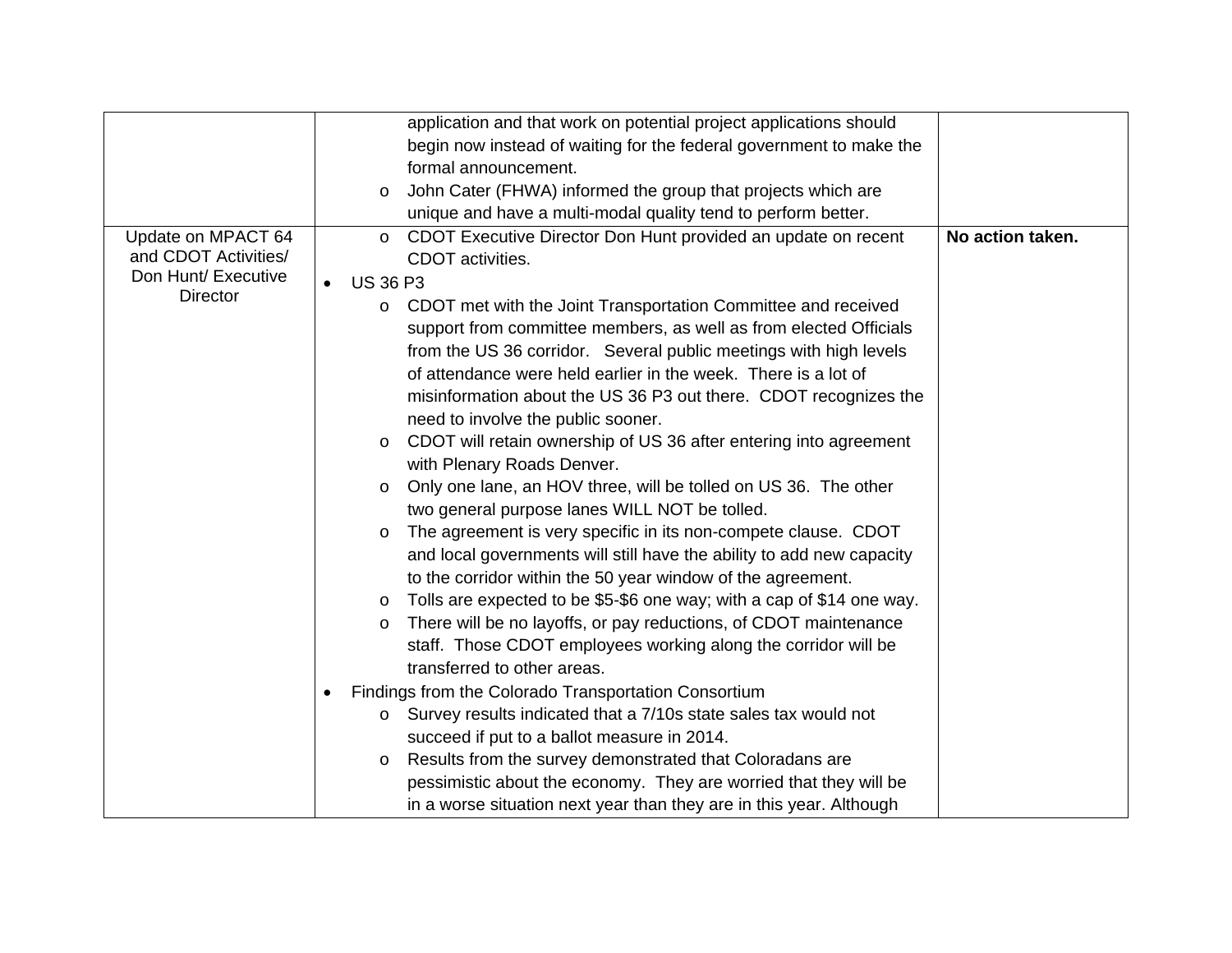| | | |
|---|---|---|
| | o application and that work on potential project applications should begin now instead of waiting for the federal government to make the formal announcement.<br>o John Cater (FHWA) informed the group that projects which are unique and have a multi-modal quality tend to perform better. | |
| Update on MPACT 64 and CDOT Activities/ Don Hunt/ Executive Director | o CDOT Executive Director Don Hunt provided an update on recent CDOT activities.<br>• US 36 P3<br>o CDOT met with the Joint Transportation Committee and received support from committee members, as well as from elected Officials from the US 36 corridor. Several public meetings with high levels of attendance were held earlier in the week. There is a lot of misinformation about the US 36 P3 out there. CDOT recognizes the need to involve the public sooner.<br>o CDOT will retain ownership of US 36 after entering into agreement with Plenary Roads Denver.<br>o Only one lane, an HOV three, will be tolled on US 36. The other two general purpose lanes WILL NOT be tolled.<br>o The agreement is very specific in its non-compete clause. CDOT and local governments will still have the ability to add new capacity to the corridor within the 50 year window of the agreement.<br>o Tolls are expected to be $5-$6 one way; with a cap of $14 one way.<br>o There will be no layoffs, or pay reductions, of CDOT maintenance staff. Those CDOT employees working along the corridor will be transferred to other areas.<br>• Findings from the Colorado Transportation Consortium<br>o Survey results indicated that a 7/10s state sales tax would not succeed if put to a ballot measure in 2014.<br>o Results from the survey demonstrated that Coloradans are pessimistic about the economy. They are worried that they will be in a worse situation next year than they are in this year. Although | **No action taken.** |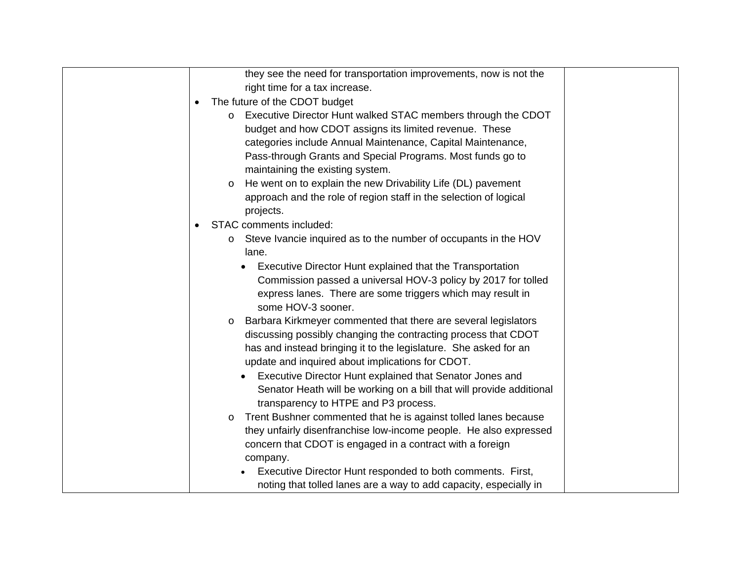| | they see the need for transportation improvements, now is not the right time for a tax increase.<br>• The future of the CDOT budget<br>&nbsp;&nbsp;&nbsp;&nbsp;o Executive Director Hunt walked STAC members through the CDOT budget and how CDOT assigns its limited revenue. These categories include Annual Maintenance, Capital Maintenance, Pass-through Grants and Special Programs. Most funds go to maintaining the existing system.<br>&nbsp;&nbsp;&nbsp;&nbsp;o He went on to explain the new Drivability Life (DL) pavement approach and the role of region staff in the selection of logical projects.<br>• STAC comments included:<br>&nbsp;&nbsp;&nbsp;&nbsp;o Steve Ivancie inquired as to the number of occupants in the HOV lane.<br>&nbsp;&nbsp;&nbsp;&nbsp;&nbsp;&nbsp;&nbsp;&nbsp;• Executive Director Hunt explained that the Transportation Commission passed a universal HOV-3 policy by 2017 for tolled express lanes. There are some triggers which may result in some HOV-3 sooner.<br>&nbsp;&nbsp;&nbsp;&nbsp;o Barbara Kirkmeyer commented that there are several legislators discussing possibly changing the contracting process that CDOT has and instead bringing it to the legislature. She asked for an update and inquired about implications for CDOT.<br>&nbsp;&nbsp;&nbsp;&nbsp;&nbsp;&nbsp;&nbsp;&nbsp;• Executive Director Hunt explained that Senator Jones and Senator Heath will be working on a bill that will provide additional transparency to HTPE and P3 process.<br>&nbsp;&nbsp;&nbsp;&nbsp;o Trent Bushner commented that he is against tolled lanes because they unfairly disenfranchise low-income people. He also expressed concern that CDOT is engaged in a contract with a foreign company.<br>&nbsp;&nbsp;&nbsp;&nbsp;&nbsp;&nbsp;&nbsp;&nbsp;• Executive Director Hunt responded to both comments. First, noting that tolled lanes are a way to add capacity, especially in | |
|---|---|---|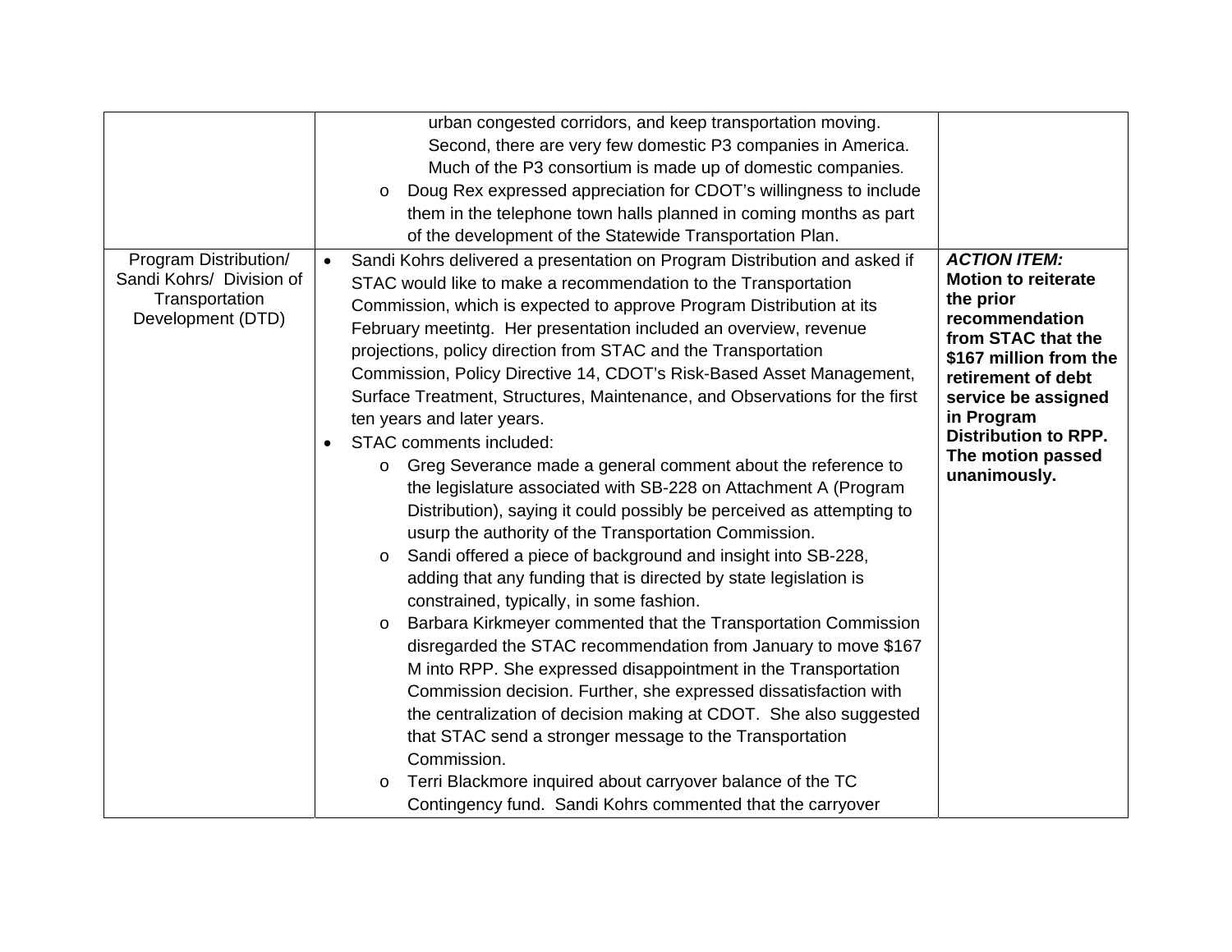| | | |
|---|---|---|
| | urban congested corridors, and keep transportation moving. Second, there are very few domestic P3 companies in America. Much of the P3 consortium is made up of domestic companies.<br>o Doug Rex expressed appreciation for CDOT's willingness to include them in the telephone town halls planned in coming months as part of the development of the Statewide Transportation Plan. | |
| Program Distribution/ Sandi Kohrs/ Division of Transportation Development (DTD) | • Sandi Kohrs delivered a presentation on Program Distribution and asked if STAC would like to make a recommendation to the Transportation Commission, which is expected to approve Program Distribution at its February meetintg. Her presentation included an overview, revenue projections, policy direction from STAC and the Transportation Commission, Policy Directive 14, CDOT's Risk-Based Asset Management, Surface Treatment, Structures, Maintenance, and Observations for the first ten years and later years.<br>• STAC comments included:<br>o Greg Severance made a general comment about the reference to the legislature associated with SB-228 on Attachment A (Program Distribution), saying it could possibly be perceived as attempting to usurp the authority of the Transportation Commission.<br>o Sandi offered a piece of background and insight into SB-228, adding that any funding that is directed by state legislation is constrained, typically, in some fashion.<br>o Barbara Kirkmeyer commented that the Transportation Commission disregarded the STAC recommendation from January to move $167 M into RPP. She expressed disappointment in the Transportation Commission decision. Further, she expressed dissatisfaction with the centralization of decision making at CDOT. She also suggested that STAC send a stronger message to the Transportation Commission.<br>o Terri Blackmore inquired about carryover balance of the TC Contingency fund. Sandi Kohrs commented that the carryover | ***ACTION ITEM:*** **Motion to reiterate the prior recommendation from STAC that the $167 million from the retirement of debt service be assigned in Program Distribution to RPP. The motion passed unanimously.** |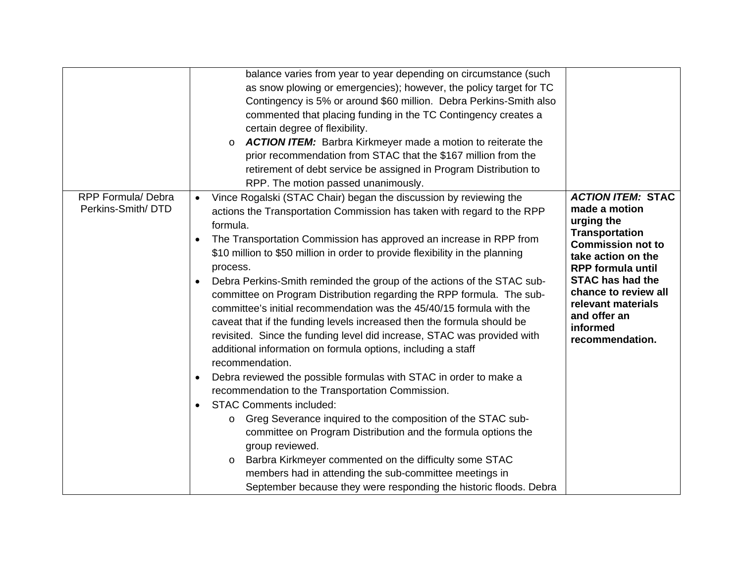| | | |
|---|---|---|
| | balance varies from year to year depending on circumstance (such as snow plowing or emergencies); however, the policy target for TC Contingency is 5% or around $60 million. Debra Perkins-Smith also commented that placing funding in the TC Contingency creates a certain degree of flexibility.<br>o ***ACTION ITEM:*** Barbra Kirkmeyer made a motion to reiterate the prior recommendation from STAC that the $167 million from the retirement of debt service be assigned in Program Distribution to RPP. The motion passed unanimously. | |
| RPP Formula/ Debra Perkins-Smith/ DTD | • Vince Rogalski (STAC Chair) began the discussion by reviewing the actions the Transportation Commission has taken with regard to the RPP formula.<br>• The Transportation Commission has approved an increase in RPP from $10 million to $50 million in order to provide flexibility in the planning process.<br>• Debra Perkins-Smith reminded the group of the actions of the STAC sub-committee on Program Distribution regarding the RPP formula. The sub-committee's initial recommendation was the 45/40/15 formula with the caveat that if the funding levels increased then the formula should be revisited. Since the funding level did increase, STAC was provided with additional information on formula options, including a staff recommendation.<br>• Debra reviewed the possible formulas with STAC in order to make a recommendation to the Transportation Commission.<br>• STAC Comments included:<br>o Greg Severance inquired to the composition of the STAC sub-committee on Program Distribution and the formula options the group reviewed.<br>o Barbra Kirkmeyer commented on the difficulty some STAC members had in attending the sub-committee meetings in September because they were responding the historic floods. Debra | ***ACTION ITEM:* STAC made a motion urging the Transportation Commission not to take action on the RPP formula until STAC has had the chance to review all relevant materials and offer an informed recommendation.** |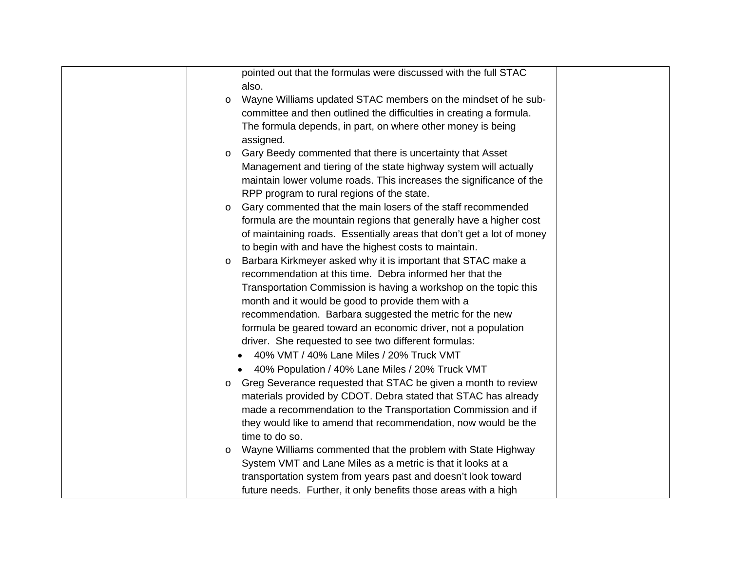| | | |
|---|---|---|
| | pointed out that the formulas were discussed with the full STAC also.<br>o Wayne Williams updated STAC members on the mindset of he sub-committee and then outlined the difficulties in creating a formula. The formula depends, in part, on where other money is being assigned.<br>o Gary Beedy commented that there is uncertainty that Asset Management and tiering of the state highway system will actually maintain lower volume roads. This increases the significance of the RPP program to rural regions of the state.<br>o Gary commented that the main losers of the staff recommended formula are the mountain regions that generally have a higher cost of maintaining roads. Essentially areas that don't get a lot of money to begin with and have the highest costs to maintain.<br>o Barbara Kirkmeyer asked why it is important that STAC make a recommendation at this time. Debra informed her that the Transportation Commission is having a workshop on the topic this month and it would be good to provide them with a recommendation. Barbara suggested the metric for the new formula be geared toward an economic driver, not a population driver. She requested to see two different formulas:<br>• 40% VMT / 40% Lane Miles / 20% Truck VMT<br>• 40% Population / 40% Lane Miles / 20% Truck VMT<br>o Greg Severance requested that STAC be given a month to review materials provided by CDOT. Debra stated that STAC has already made a recommendation to the Transportation Commission and if they would like to amend that recommendation, now would be the time to do so.<br>o Wayne Williams commented that the problem with State Highway System VMT and Lane Miles as a metric is that it looks at a transportation system from years past and doesn't look toward future needs. Further, it only benefits those areas with a high | |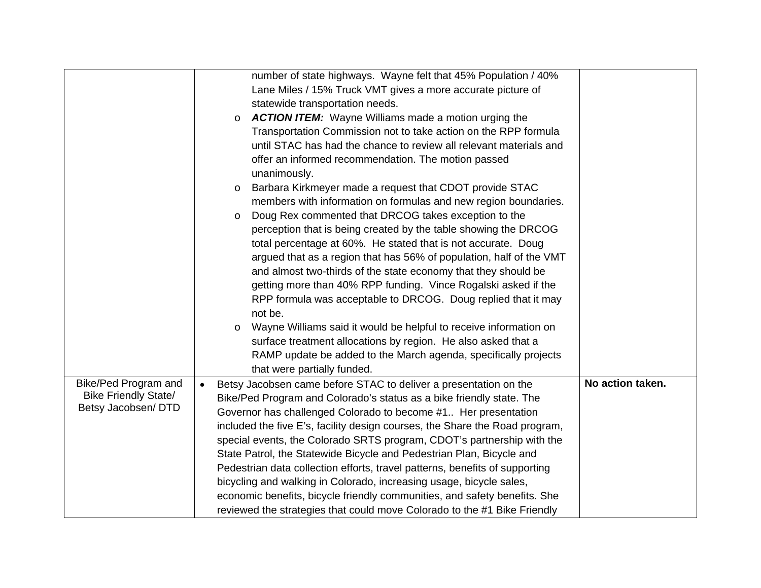| | | |
|---|---|---|
| | number of state highways. Wayne felt that 45% Population / 40% Lane Miles / 15% Truck VMT gives a more accurate picture of statewide transportation needs.<br>o ***ACTION ITEM:*** Wayne Williams made a motion urging the Transportation Commission not to take action on the RPP formula until STAC has had the chance to review all relevant materials and offer an informed recommendation. The motion passed unanimously.<br>o Barbara Kirkmeyer made a request that CDOT provide STAC members with information on formulas and new region boundaries.<br>o Doug Rex commented that DRCOG takes exception to the perception that is being created by the table showing the DRCOG total percentage at 60%. He stated that is not accurate. Doug argued that as a region that has 56% of population, half of the VMT and almost two-thirds of the state economy that they should be getting more than 40% RPP funding. Vince Rogalski asked if the RPP formula was acceptable to DRCOG. Doug replied that it may not be.<br>o Wayne Williams said it would be helpful to receive information on surface treatment allocations by region. He also asked that a RAMP update be added to the March agenda, specifically projects that were partially funded. | |
| Bike/Ped Program and Bike Friendly State/ Betsy Jacobsen/ DTD | • Betsy Jacobsen came before STAC to deliver a presentation on the Bike/Ped Program and Colorado's status as a bike friendly state. The Governor has challenged Colorado to become #1.. Her presentation included the five E's, facility design courses, the Share the Road program, special events, the Colorado SRTS program, CDOT's partnership with the State Patrol, the Statewide Bicycle and Pedestrian Plan, Bicycle and Pedestrian data collection efforts, travel patterns, benefits of supporting bicycling and walking in Colorado, increasing usage, bicycle sales, economic benefits, bicycle friendly communities, and safety benefits. She reviewed the strategies that could move Colorado to the #1 Bike Friendly | **No action taken.** |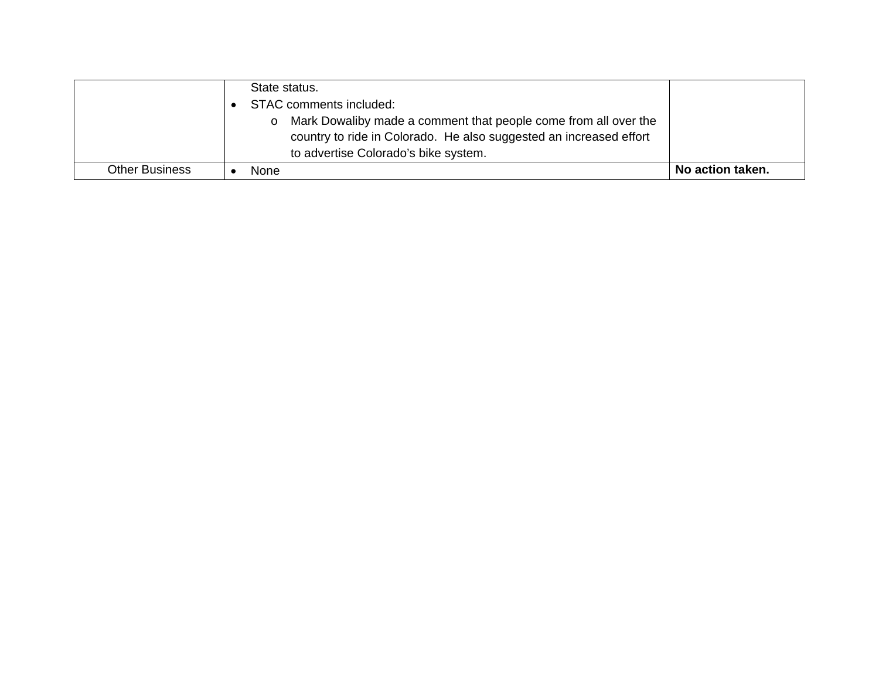| | | |
|---|---|---|
| | State status.<br>• STAC comments included:<br>  o Mark Dowaliby made a comment that people come from all over the country to ride in Colorado. He also suggested an increased effort to advertise Colorado's bike system. | |
| Other Business | • None | **No action taken.** |